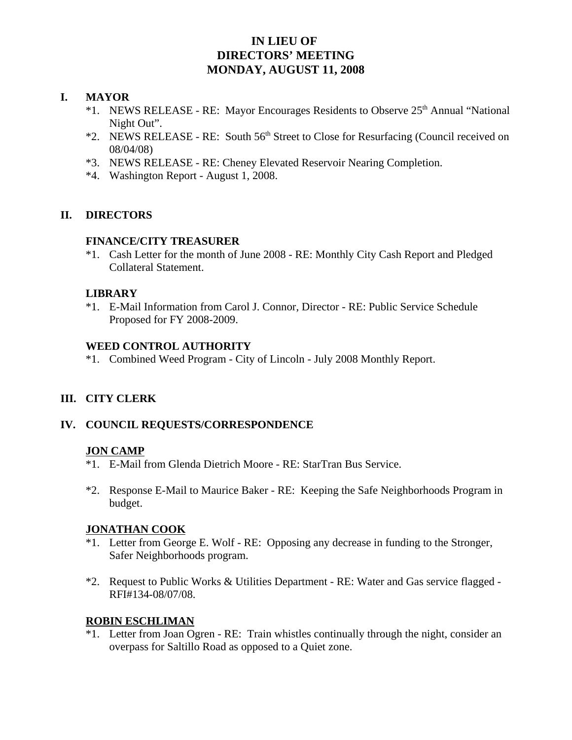# IN LIEU OF
# DIRECTORS' MEETING
# MONDAY, AUGUST 11, 2008

## I. MAYOR

*1. NEWS RELEASE - RE: Mayor Encourages Residents to Observe 25th Annual "National Night Out".

*2. NEWS RELEASE - RE: South 56th Street to Close for Resurfacing (Council received on 08/04/08)

*3. NEWS RELEASE - RE: Cheney Elevated Reservoir Nearing Completion.

*4. Washington Report - August 1, 2008.

## II. DIRECTORS

### FINANCE/CITY TREASURER

*1. Cash Letter for the month of June 2008 - RE: Monthly City Cash Report and Pledged Collateral Statement.

### LIBRARY

*1. E-Mail Information from Carol J. Connor, Director - RE: Public Service Schedule Proposed for FY 2008-2009.

### WEED CONTROL AUTHORITY

*1. Combined Weed Program - City of Lincoln - July 2008 Monthly Report.

## III. CITY CLERK

## IV. COUNCIL REQUESTS/CORRESPONDENCE

### JON CAMP

*1. E-Mail from Glenda Dietrich Moore - RE: StarTran Bus Service.

*2. Response E-Mail to Maurice Baker - RE: Keeping the Safe Neighborhoods Program in budget.

### JONATHAN COOK

*1. Letter from George E. Wolf - RE: Opposing any decrease in funding to the Stronger, Safer Neighborhoods program.

*2. Request to Public Works & Utilities Department - RE: Water and Gas service flagged - RFI#134-08/07/08.

### ROBIN ESCHLIMAN

*1. Letter from Joan Ogren - RE: Train whistles continually through the night, consider an overpass for Saltillo Road as opposed to a Quiet zone.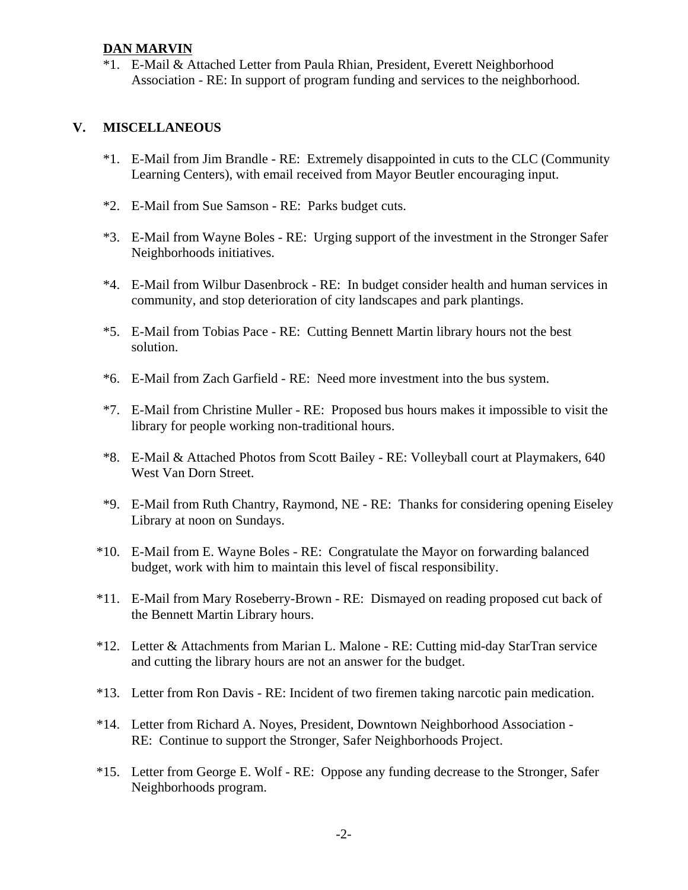**DAN MARVIN**

*1. E-Mail & Attached Letter from Paula Rhian, President, Everett Neighborhood Association - RE: In support of program funding and services to the neighborhood.

## V. MISCELLANEOUS

*1. E-Mail from Jim Brandle - RE: Extremely disappointed in cuts to the CLC (Community Learning Centers), with email received from Mayor Beutler encouraging input.

*2. E-Mail from Sue Samson - RE: Parks budget cuts.

*3. E-Mail from Wayne Boles - RE: Urging support of the investment in the Stronger Safer Neighborhoods initiatives.

*4. E-Mail from Wilbur Dasenbrock - RE: In budget consider health and human services in community, and stop deterioration of city landscapes and park plantings.

*5. E-Mail from Tobias Pace - RE: Cutting Bennett Martin library hours not the best solution.

*6. E-Mail from Zach Garfield - RE: Need more investment into the bus system.

*7. E-Mail from Christine Muller - RE: Proposed bus hours makes it impossible to visit the library for people working non-traditional hours.

*8. E-Mail & Attached Photos from Scott Bailey - RE: Volleyball court at Playmakers, 640 West Van Dorn Street.

*9. E-Mail from Ruth Chantry, Raymond, NE - RE: Thanks for considering opening Eiseley Library at noon on Sundays.

*10. E-Mail from E. Wayne Boles - RE: Congratulate the Mayor on forwarding balanced budget, work with him to maintain this level of fiscal responsibility.

*11. E-Mail from Mary Roseberry-Brown - RE: Dismayed on reading proposed cut back of the Bennett Martin Library hours.

*12. Letter & Attachments from Marian L. Malone - RE: Cutting mid-day StarTran service and cutting the library hours are not an answer for the budget.

*13. Letter from Ron Davis - RE: Incident of two firemen taking narcotic pain medication.

*14. Letter from Richard A. Noyes, President, Downtown Neighborhood Association - RE: Continue to support the Stronger, Safer Neighborhoods Project.

*15. Letter from George E. Wolf - RE: Oppose any funding decrease to the Stronger, Safer Neighborhoods program.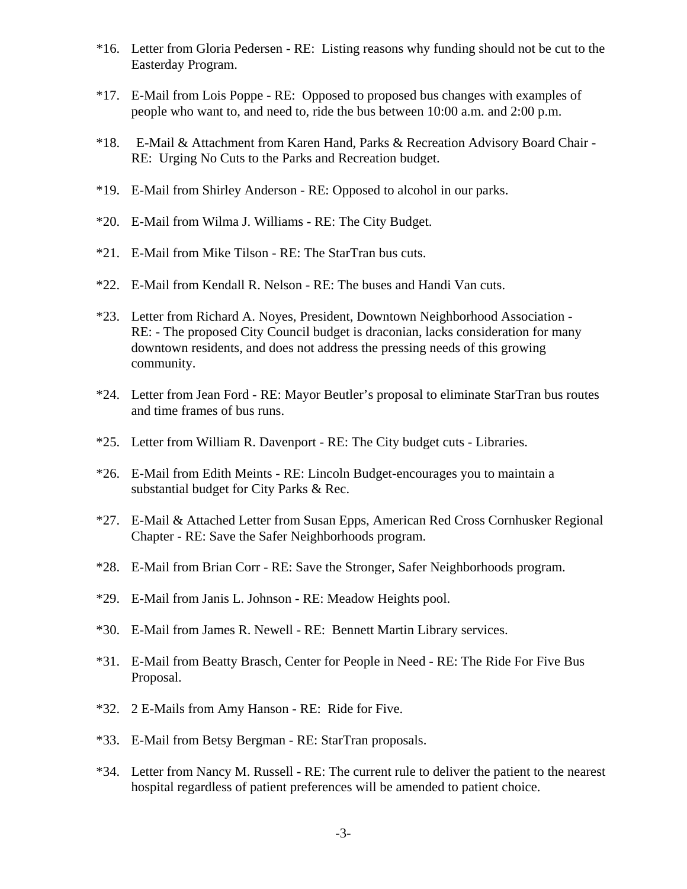*16. Letter from Gloria Pedersen - RE: Listing reasons why funding should not be cut to the Easterday Program.

*17. E-Mail from Lois Poppe - RE: Opposed to proposed bus changes with examples of people who want to, and need to, ride the bus between 10:00 a.m. and 2:00 p.m.

*18. E-Mail & Attachment from Karen Hand, Parks & Recreation Advisory Board Chair - RE: Urging No Cuts to the Parks and Recreation budget.

*19. E-Mail from Shirley Anderson - RE: Opposed to alcohol in our parks.

*20. E-Mail from Wilma J. Williams - RE: The City Budget.

*21. E-Mail from Mike Tilson - RE: The StarTran bus cuts.

*22. E-Mail from Kendall R. Nelson - RE: The buses and Handi Van cuts.

*23. Letter from Richard A. Noyes, President, Downtown Neighborhood Association - RE: - The proposed City Council budget is draconian, lacks consideration for many downtown residents, and does not address the pressing needs of this growing community.

*24. Letter from Jean Ford - RE: Mayor Beutler's proposal to eliminate StarTran bus routes and time frames of bus runs.

*25. Letter from William R. Davenport - RE: The City budget cuts - Libraries.

*26. E-Mail from Edith Meints - RE: Lincoln Budget-encourages you to maintain a substantial budget for City Parks & Rec.

*27. E-Mail & Attached Letter from Susan Epps, American Red Cross Cornhusker Regional Chapter - RE: Save the Safer Neighborhoods program.

*28. E-Mail from Brian Corr - RE: Save the Stronger, Safer Neighborhoods program.

*29. E-Mail from Janis L. Johnson - RE: Meadow Heights pool.

*30. E-Mail from James R. Newell - RE: Bennett Martin Library services.

*31. E-Mail from Beatty Brasch, Center for People in Need - RE: The Ride For Five Bus Proposal.

*32. 2 E-Mails from Amy Hanson - RE: Ride for Five.

*33. E-Mail from Betsy Bergman - RE: StarTran proposals.

*34. Letter from Nancy M. Russell - RE: The current rule to deliver the patient to the nearest hospital regardless of patient preferences will be amended to patient choice.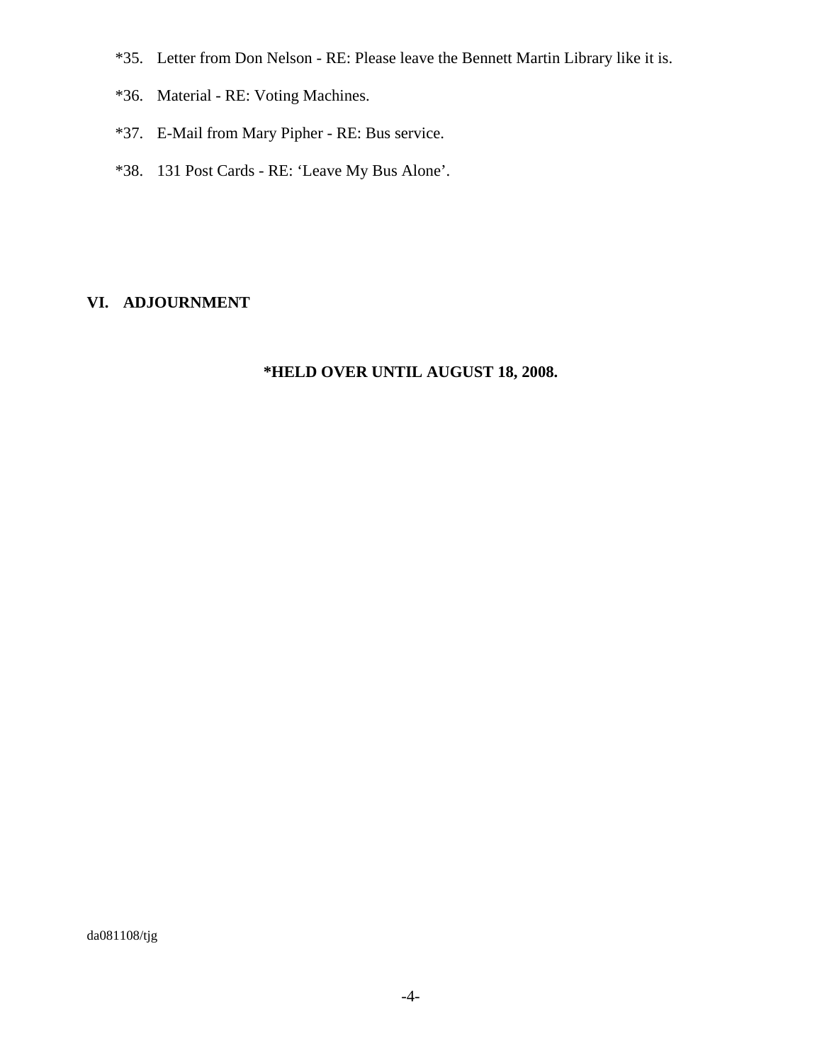*35. Letter from Don Nelson - RE: Please leave the Bennett Martin Library like it is.

*36. Material - RE: Voting Machines.

*37. E-Mail from Mary Pipher - RE: Bus service.

*38. 131 Post Cards - RE: 'Leave My Bus Alone'.

## VI. ADJOURNMENT

**\*HELD OVER UNTIL AUGUST 18, 2008.**

da081108/tjg